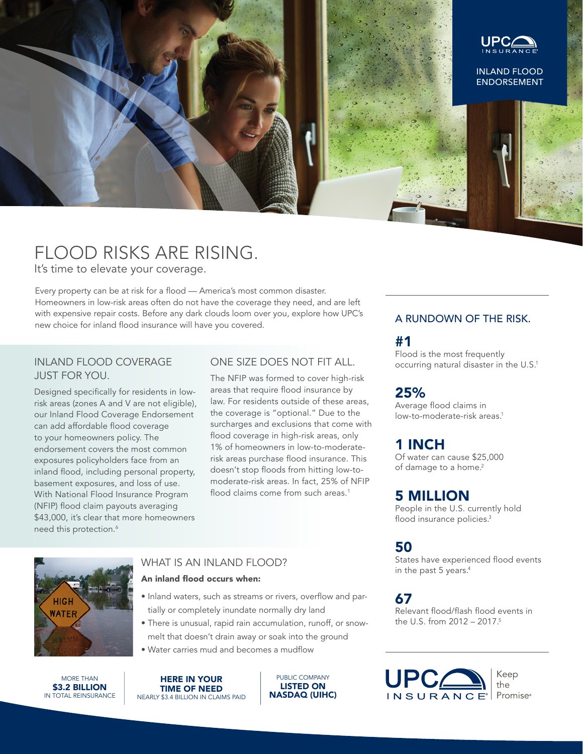UPC INSURANCE

INLAND FLOOD ENDORSEMENT

# FLOOD RISKS ARE RISING.

It's time to elevate your coverage.

Every property can be at risk for a flood — America's most common disaster. Homeowners in low-risk areas often do not have the coverage they need, and are left with expensive repair costs. Before any dark clouds loom over you, explore how UPC's new choice for inland flood insurance will have you covered.

## INLAND FLOOD COVERAGE JUST FOR YOU.

Designed specifically for residents in low-risk areas (zones A and V are not eligible), our Inland Flood Coverage Endorsement can add affordable flood coverage to your homeowners policy. The endorsement covers the most common exposures policyholders face from an inland flood, including personal property, basement exposures, and loss of use. With National Flood Insurance Program (NFIP) flood claim payouts averaging $43,000, it's clear that more homeowners need this protection.[6]

## ONE SIZE DOES NOT FIT ALL.

The NFIP was formed to cover high-risk areas that require flood insurance by law. For residents outside of these areas, the coverage is "optional." Due to the surcharges and exclusions that come with flood coverage in high-risk areas, only 1% of homeowners in low-to-moderate-risk areas purchase flood insurance. This doesn't stop floods from hitting low-to-moderate-risk areas. In fact, 25% of NFIP flood claims come from such areas.[1]

## WHAT IS AN INLAND FLOOD?

**An inland flood occurs when:**

- Inland waters, such as streams or rivers, overflow and partially or completely inundate normally dry land
- There is unusual, rapid rain accumulation, runoff, or snowmelt that doesn't drain away or soak into the ground
- Water carries mud and becomes a mudflow

## A RUNDOWN OF THE RISK.

**#1**
Flood is the most frequently occurring natural disaster in the U.S.[1]

**25%**
Average flood claims in low-to-moderate-risk areas.[1]

**1 INCH**
Of water can cause $25,000 of damage to a home.[2]

**5 MILLION**
People in the U.S. currently hold flood insurance policies.[3]

**50**
States have experienced flood events in the past 5 years.[4]

**67**
Relevant flood/flash flood events in the U.S. from 2012 – 2017.[5]

MORE THAN **$3.2 BILLION** IN TOTAL REINSURANCE

**HERE IN YOUR TIME OF NEED** NEARLY $3.4 BILLION IN CLAIMS PAID

PUBLIC COMPANY **LISTED ON NASDAQ (UIHC)**

UPC INSURANCE Keep the Promise®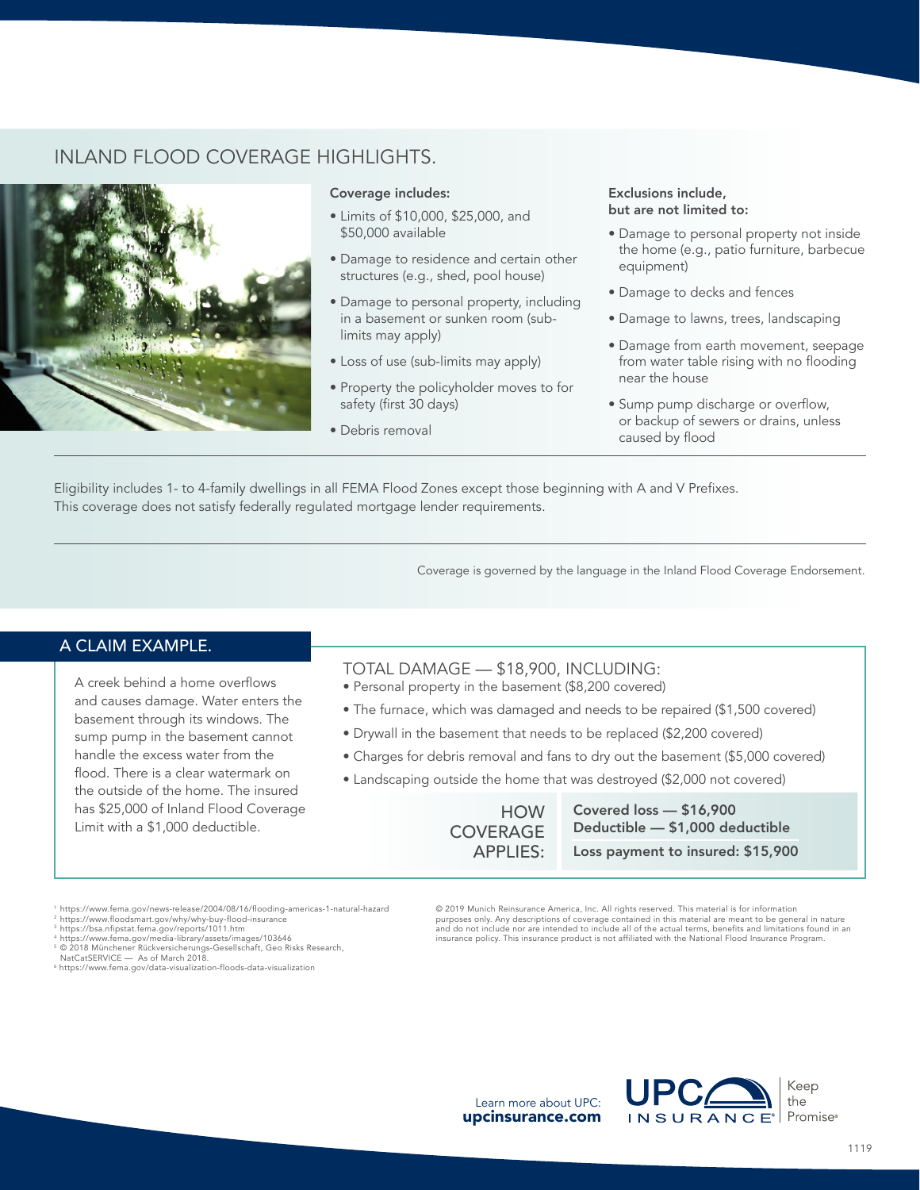## INLAND FLOOD COVERAGE HIGHLIGHTS.

**Coverage includes:**

- Limits of $10,000, $25,000, and $50,000 available
- Damage to residence and certain other structures (e.g., shed, pool house)
- Damage to personal property, including in a basement or sunken room (sub-limits may apply)
- Loss of use (sub-limits may apply)
- Property the policyholder moves to for safety (first 30 days)
- Debris removal

**Exclusions include, but are not limited to:**

- Damage to personal property not inside the home (e.g., patio furniture, barbecue equipment)
- Damage to decks and fences
- Damage to lawns, trees, landscaping
- Damage from earth movement, seepage from water table rising with no flooding near the house
- Sump pump discharge or overflow, or backup of sewers or drains, unless caused by flood

Eligibility includes 1- to 4-family dwellings in all FEMA Flood Zones except those beginning with A and V Prefixes. This coverage does not satisfy federally regulated mortgage lender requirements.

Coverage is governed by the language in the Inland Flood Coverage Endorsement.

## A CLAIM EXAMPLE.

A creek behind a home overflows and causes damage. Water enters the basement through its windows. The sump pump in the basement cannot handle the excess water from the flood. There is a clear watermark on the outside of the home. The insured has $25,000 of Inland Flood Coverage Limit with a $1,000 deductible.

### TOTAL DAMAGE — $18,900, INCLUDING:

- Personal property in the basement ($8,200 covered)
- The furnace, which was damaged and needs to be repaired ($1,500 covered)
- Drywall in the basement that needs to be replaced ($2,200 covered)
- Charges for debris removal and fans to dry out the basement ($5,000 covered)
- Landscaping outside the home that was destroyed ($2,000 not covered)

**HOW COVERAGE APPLIES:**

**Covered loss — $16,900**
**Deductible — $1,000 deductible**
**Loss payment to insured: $15,900**

[1] https://www.fema.gov/news-release/2004/08/16/flooding-americas-1-natural-hazard
[2] https://www.floodsmart.gov/why/why-buy-flood-insurance
[3] https://bsa.nfipstat.fema.gov/reports/1011.htm
[4] https://www.fema.gov/media-library/assets/images/103646
[5] © 2018 Münchener Rückversicherungs-Gesellschaft, Geo Risks Research, NatCatSERVICE — As of March 2018.
[6] https://www.fema.gov/data-visualization-floods-data-visualization

© 2019 Munich Reinsurance America, Inc. All rights reserved. This material is for information purposes only. Any descriptions of coverage contained in this material are meant to be general in nature and do not include nor are intended to include all of the actual terms, benefits and limitations found in an insurance policy. This insurance product is not affiliated with the National Flood Insurance Program.

Learn more about UPC: **upcinsurance.com**

UPC INSURANCE® Keep the Promise®

1119